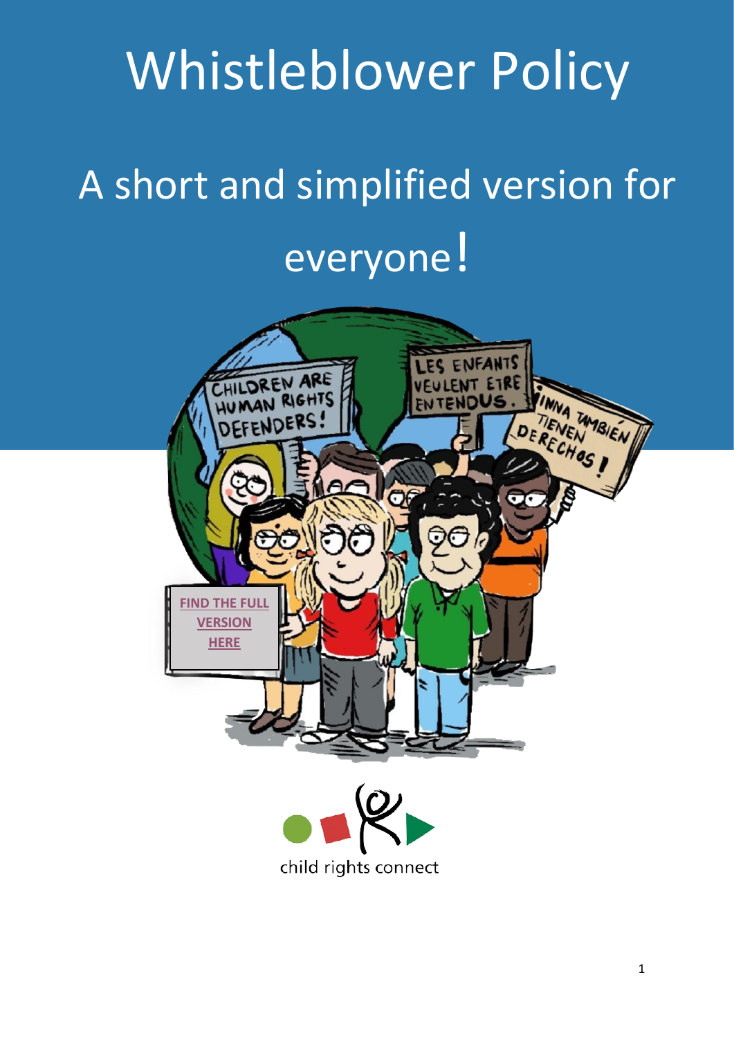# Whistleblower Policy

## A short and simplified version for everyone!

FIND THE FULL VERSION HERE

child rights connect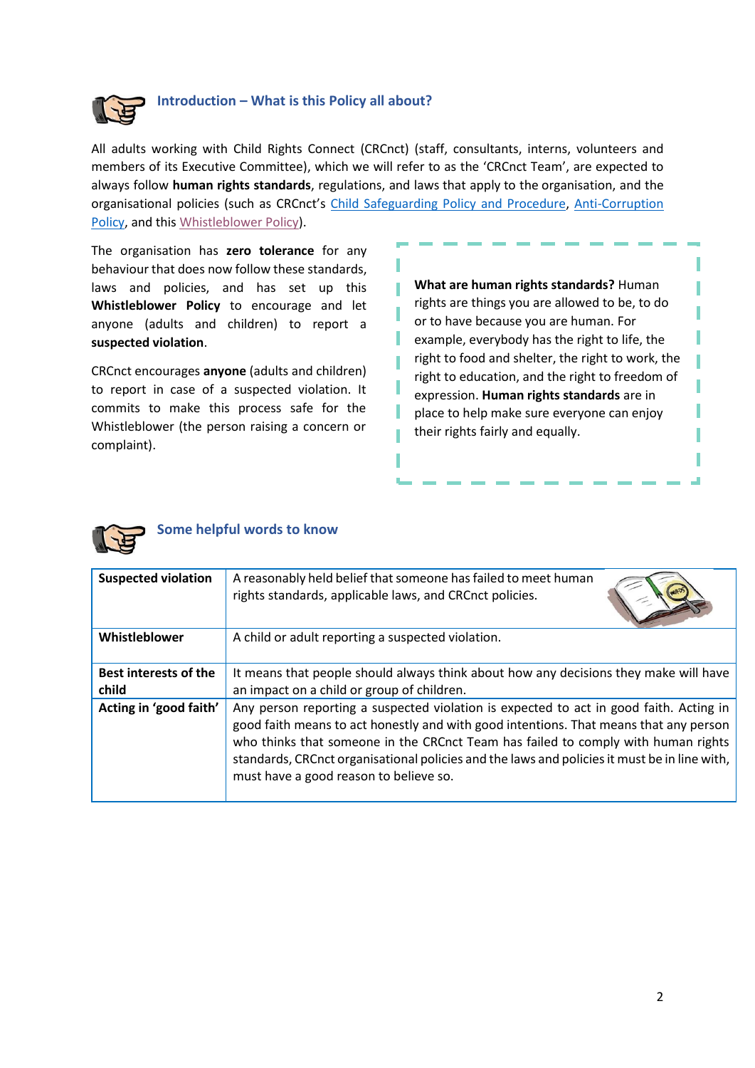## Introduction – What is this Policy all about?

All adults working with Child Rights Connect (CRCnct) (staff, consultants, interns, volunteers and members of its Executive Committee), which we will refer to as the 'CRCnct Team', are expected to always follow **human rights standards**, regulations, and laws that apply to the organisation, and the organisational policies (such as CRCnct's Child Safeguarding Policy and Procedure, Anti-Corruption Policy, and this Whistleblower Policy).

The organisation has **zero tolerance** for any behaviour that does now follow these standards, laws and policies, and has set up this **Whistleblower Policy** to encourage and let anyone (adults and children) to report a **suspected violation**.

CRCnct encourages **anyone** (adults and children) to report in case of a suspected violation. It commits to make this process safe for the Whistleblower (the person raising a concern or complaint).

**What are human rights standards?** Human rights are things you are allowed to be, to do or to have because you are human. For example, everybody has the right to life, the right to food and shelter, the right to work, the right to education, and the right to freedom of expression. **Human rights standards** are in place to help make sure everyone can enjoy their rights fairly and equally.

## Some helpful words to know

| | |
|---|---|
| **Suspected violation** | A reasonably held belief that someone has failed to meet human rights standards, applicable laws, and CRCnct policies. |
| **Whistleblower** | A child or adult reporting a suspected violation. |
| **Best interests of the child** | It means that people should always think about how any decisions they make will have an impact on a child or group of children. |
| **Acting in 'good faith'** | Any person reporting a suspected violation is expected to act in good faith. Acting in good faith means to act honestly and with good intentions. That means that any person who thinks that someone in the CRCnct Team has failed to comply with human rights standards, CRCnct organisational policies and the laws and policies it must be in line with, must have a good reason to believe so. |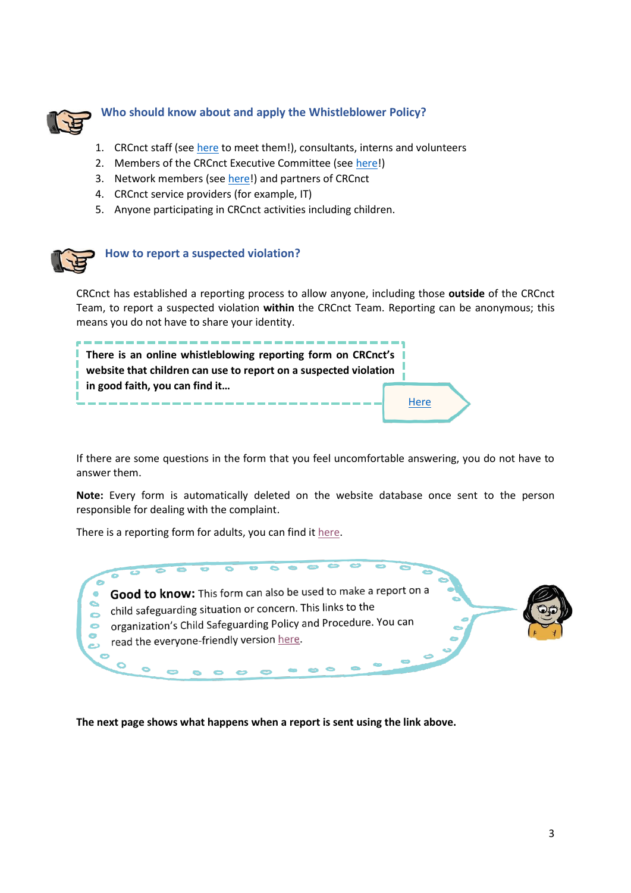## Who should know about and apply the Whistleblower Policy?

1. CRCnct staff (see here to meet them!), consultants, interns and volunteers
2. Members of the CRCnct Executive Committee (see here!)
3. Network members (see here!) and partners of CRCnct
4. CRCnct service providers (for example, IT)
5. Anyone participating in CRCnct activities including children.

## How to report a suspected violation?

CRCnct has established a reporting process to allow anyone, including those **outside** of the CRCnct Team, to report a suspected violation **within** the CRCnct Team. Reporting can be anonymous; this means you do not have to share your identity.

**There is an online whistleblowing reporting form on CRCnct's website that children can use to report on a suspected violation in good faith, you can find it…**

Here

If there are some questions in the form that you feel uncomfortable answering, you do not have to answer them.

**Note:** Every form is automatically deleted on the website database once sent to the person responsible for dealing with the complaint.

There is a reporting form for adults, you can find it here.

**Good to know:** This form can also be used to make a report on a child safeguarding situation or concern. This links to the organization's Child Safeguarding Policy and Procedure. You can read the everyone-friendly version here.

**The next page shows what happens when a report is sent using the link above.**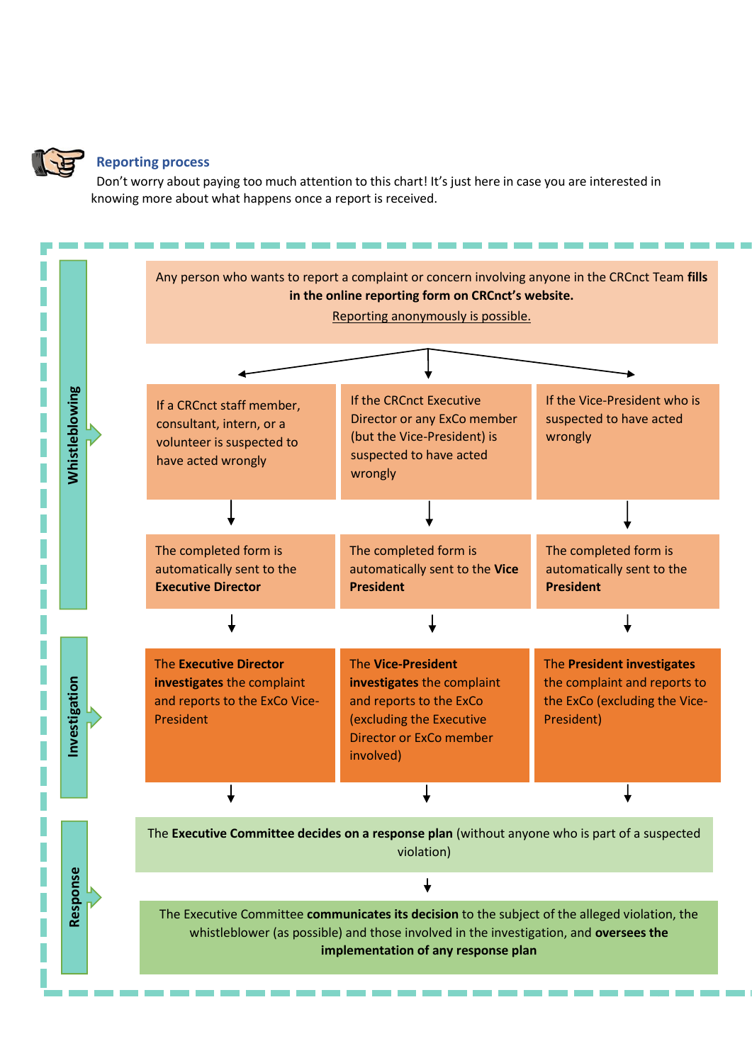### Reporting process

Don't worry about paying too much attention to this chart! It's just here in case you are interested in knowing more about what happens once a report is received.

**Whistleblowing**

Any person who wants to report a complaint or concern involving anyone in the CRCnct Team **fills in the online reporting form on CRCnct's website.**

Reporting anonymously is possible.

| If a CRCnct staff member, consultant, intern, or a volunteer is suspected to have acted wrongly | If the CRCnct Executive Director or any ExCo member (but the Vice-President) is suspected to have acted wrongly | If the Vice-President who is suspected to have acted wrongly |
| --- | --- | --- |
| The completed form is automatically sent to the **Executive Director** | The completed form is automatically sent to the **Vice President** | The completed form is automatically sent to the **President** |

**Investigation**

| The **Executive Director investigates** the complaint and reports to the ExCo Vice-President | The **Vice-President investigates** the complaint and reports to the ExCo (excluding the Executive Director or ExCo member involved) | The **President investigates** the complaint and reports to the ExCo (excluding the Vice-President) |
| --- | --- | --- |

**Response**

The **Executive Committee decides on a response plan** (without anyone who is part of a suspected violation)

The Executive Committee **communicates its decision** to the subject of the alleged violation, the whistleblower (as possible) and those involved in the investigation, and **oversees the implementation of any response plan**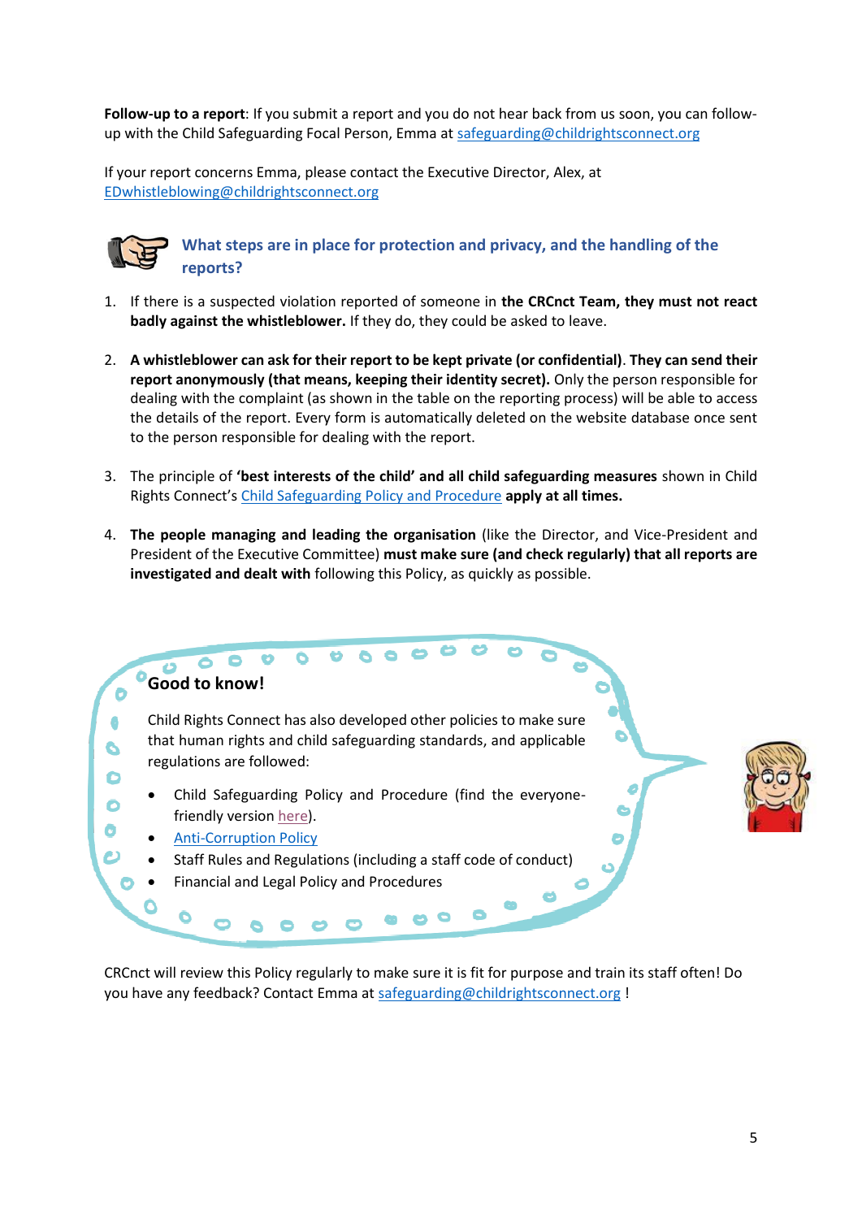**Follow-up to a report**: If you submit a report and you do not hear back from us soon, you can follow-up with the Child Safeguarding Focal Person, Emma at safeguarding@childrightsconnect.org

If your report concerns Emma, please contact the Executive Director, Alex, at EDwhistleblowing@childrightsconnect.org

### What steps are in place for protection and privacy, and the handling of the reports?

1. If there is a suspected violation reported of someone in **the CRCnct Team, they must not react badly against the whistleblower.** If they do, they could be asked to leave.

2. **A whistleblower can ask for their report to be kept private (or confidential)**. **They can send their report anonymously (that means, keeping their identity secret).** Only the person responsible for dealing with the complaint (as shown in the table on the reporting process) will be able to access the details of the report. Every form is automatically deleted on the website database once sent to the person responsible for dealing with the report.

3. The principle of **'best interests of the child' and all child safeguarding measures** shown in Child Rights Connect's Child Safeguarding Policy and Procedure **apply at all times.**

4. **The people managing and leading the organisation** (like the Director, and Vice-President and President of the Executive Committee) **must make sure (and check regularly) that all reports are investigated and dealt with** following this Policy, as quickly as possible.

**Good to know!**

Child Rights Connect has also developed other policies to make sure that human rights and child safeguarding standards, and applicable regulations are followed:

- Child Safeguarding Policy and Procedure (find the everyone-friendly version here).
- Anti-Corruption Policy
- Staff Rules and Regulations (including a staff code of conduct)
- Financial and Legal Policy and Procedures

CRCnct will review this Policy regularly to make sure it is fit for purpose and train its staff often! Do you have any feedback? Contact Emma at safeguarding@childrightsconnect.org !